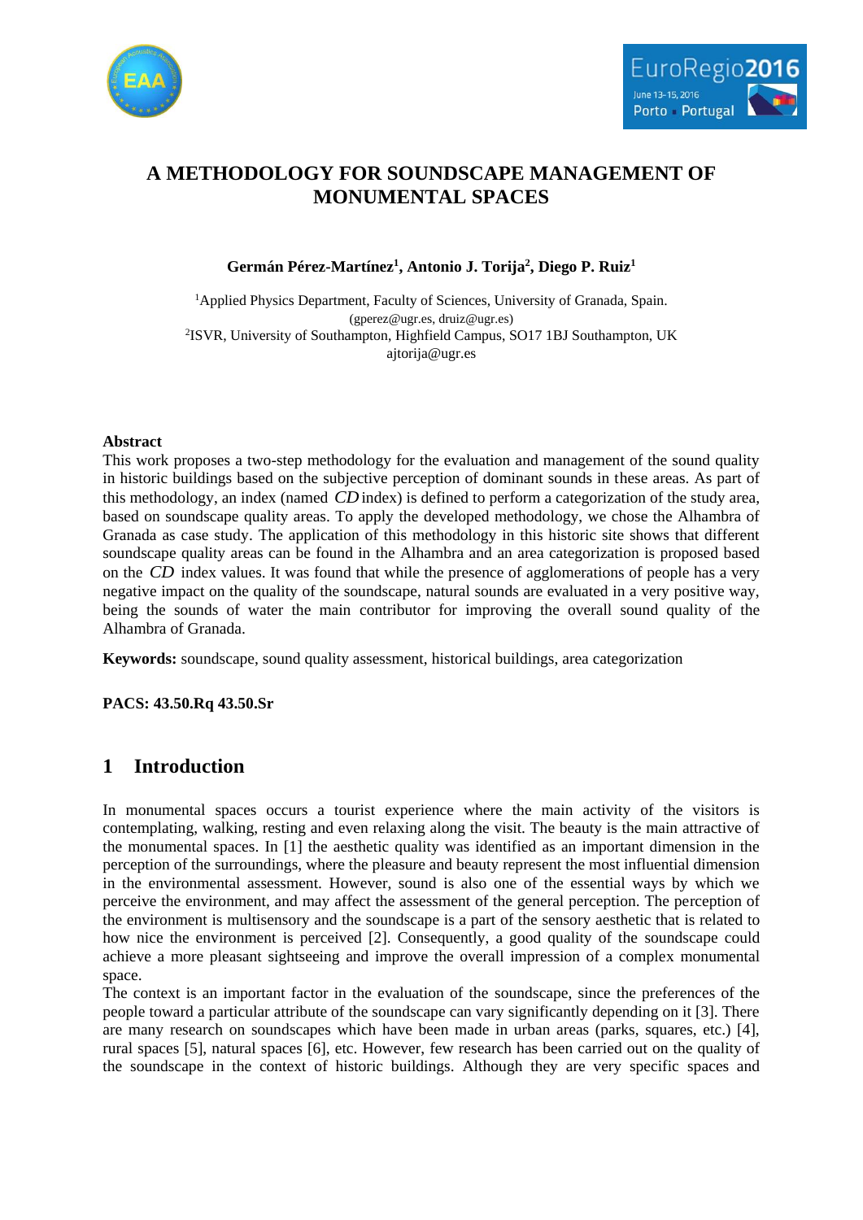# A METHODOLOGY FOR SOUNDSCAPE MANAGEMENT OF MONUMENTAL SPACES

**Germán Pérez-Martínez[1], Antonio J. Torija[2], Diego P. Ruiz[1]**

[1]Applied Physics Department, Faculty of Sciences, University of Granada, Spain.
(gperez@ugr.es, druiz@ugr.es)
[2]ISVR, University of Southampton, Highfield Campus, SO17 1BJ Southampton, UK
ajtorija@ugr.es

### Abstract

This work proposes a two-step methodology for the evaluation and management of the sound quality in historic buildings based on the subjective perception of dominant sounds in these areas. As part of this methodology, an index (named $CD$ index) is defined to perform a categorization of the study area, based on soundscape quality areas. To apply the developed methodology, we chose the Alhambra of Granada as case study. The application of this methodology in this historic site shows that different soundscape quality areas can be found in the Alhambra and an area categorization is proposed based on the $CD$ index values. It was found that while the presence of agglomerations of people has a very negative impact on the quality of the soundscape, natural sounds are evaluated in a very positive way, being the sounds of water the main contributor for improving the overall sound quality of the Alhambra of Granada.

**Keywords:** soundscape, sound quality assessment, historical buildings, area categorization

**PACS: 43.50.Rq 43.50.Sr**

## 1 Introduction

In monumental spaces occurs a tourist experience where the main activity of the visitors is contemplating, walking, resting and even relaxing along the visit. The beauty is the main attractive of the monumental spaces. In [1] the aesthetic quality was identified as an important dimension in the perception of the surroundings, where the pleasure and beauty represent the most influential dimension in the environmental assessment. However, sound is also one of the essential ways by which we perceive the environment, and may affect the assessment of the general perception. The perception of the environment is multisensory and the soundscape is a part of the sensory aesthetic that is related to how nice the environment is perceived [2]. Consequently, a good quality of the soundscape could achieve a more pleasant sightseeing and improve the overall impression of a complex monumental space.
The context is an important factor in the evaluation of the soundscape, since the preferences of the people toward a particular attribute of the soundscape can vary significantly depending on it [3]. There are many research on soundscapes which have been made in urban areas (parks, squares, etc.) [4], rural spaces [5], natural spaces [6], etc. However, few research has been carried out on the quality of the soundscape in the context of historic buildings. Although they are very specific spaces and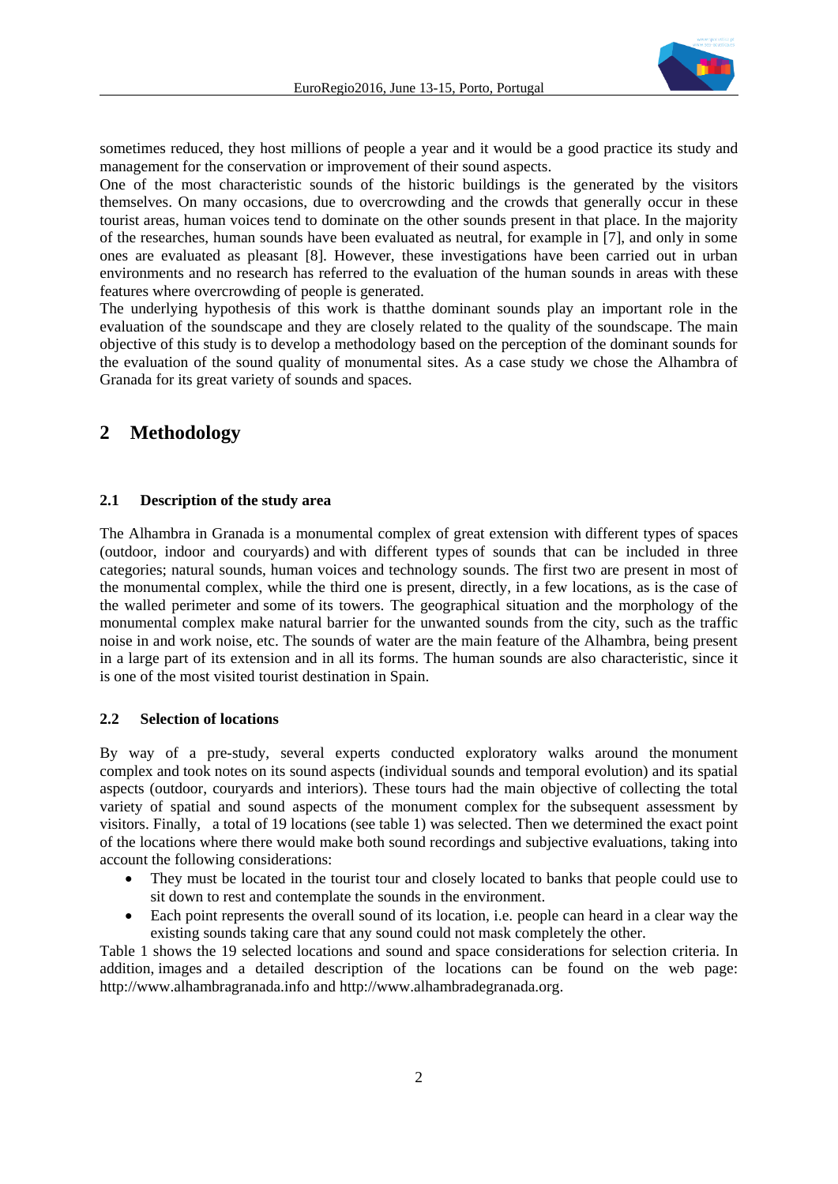sometimes reduced, they host millions of people a year and it would be a good practice its study and management for the conservation or improvement of their sound aspects.

One of the most characteristic sounds of the historic buildings is the generated by the visitors themselves. On many occasions, due to overcrowding and the crowds that generally occur in these tourist areas, human voices tend to dominate on the other sounds present in that place. In the majority of the researches, human sounds have been evaluated as neutral, for example in [7], and only in some ones are evaluated as pleasant [8]. However, these investigations have been carried out in urban environments and no research has referred to the evaluation of the human sounds in areas with these features where overcrowding of people is generated.

The underlying hypothesis of this work is thatthe dominant sounds play an important role in the evaluation of the soundscape and they are closely related to the quality of the soundscape. The main objective of this study is to develop a methodology based on the perception of the dominant sounds for the evaluation of the sound quality of monumental sites. As a case study we chose the Alhambra of Granada for its great variety of sounds and spaces.

# 2 Methodology

## 2.1 Description of the study area

The Alhambra in Granada is a monumental complex of great extension with different types of spaces (outdoor, indoor and couryards) and with different types of sounds that can be included in three categories; natural sounds, human voices and technology sounds. The first two are present in most of the monumental complex, while the third one is present, directly, in a few locations, as is the case of the walled perimeter and some of its towers. The geographical situation and the morphology of the monumental complex make natural barrier for the unwanted sounds from the city, such as the traffic noise in and work noise, etc. The sounds of water are the main feature of the Alhambra, being present in a large part of its extension and in all its forms. The human sounds are also characteristic, since it is one of the most visited tourist destination in Spain.

## 2.2 Selection of locations

By way of a pre-study, several experts conducted exploratory walks around the monument complex and took notes on its sound aspects (individual sounds and temporal evolution) and its spatial aspects (outdoor, couryards and interiors). These tours had the main objective of collecting the total variety of spatial and sound aspects of the monument complex for the subsequent assessment by visitors. Finally, a total of 19 locations (see table 1) was selected. Then we determined the exact point of the locations where there would make both sound recordings and subjective evaluations, taking into account the following considerations:

- They must be located in the tourist tour and closely located to banks that people could use to sit down to rest and contemplate the sounds in the environment.
- Each point represents the overall sound of its location, i.e. people can heard in a clear way the existing sounds taking care that any sound could not mask completely the other.

Table 1 shows the 19 selected locations and sound and space considerations for selection criteria. In addition, images and a detailed description of the locations can be found on the web page: http://www.alhambragranada.info and http://www.alhambradegranada.org.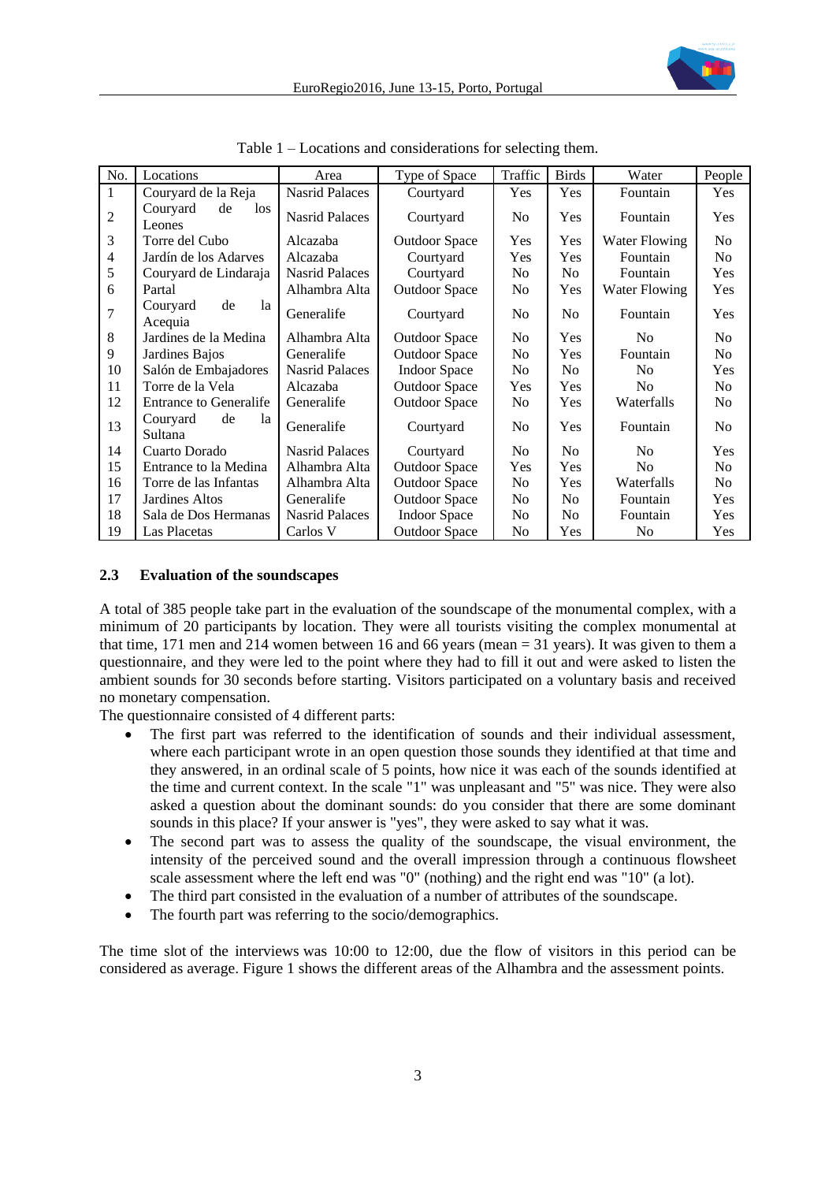Table 1 – Locations and considerations for selecting them.

| No. | Locations | Area | Type of Space | Traffic | Birds | Water | People |
|---|---|---|---|---|---|---|---|
| 1 | Couryard de la Reja | Nasrid Palaces | Courtyard | Yes | Yes | Fountain | Yes |
| 2 | Couryard de los Leones | Nasrid Palaces | Courtyard | No | Yes | Fountain | Yes |
| 3 | Torre del Cubo | Alcazaba | Outdoor Space | Yes | Yes | Water Flowing | No |
| 4 | Jardín de los Adarves | Alcazaba | Courtyard | Yes | Yes | Fountain | No |
| 5 | Couryard de Lindaraja | Nasrid Palaces | Courtyard | No | No | Fountain | Yes |
| 6 | Partal | Alhambra Alta | Outdoor Space | No | Yes | Water Flowing | Yes |
| 7 | Couryard de la Acequia | Generalife | Courtyard | No | No | Fountain | Yes |
| 8 | Jardines de la Medina | Alhambra Alta | Outdoor Space | No | Yes | No | No |
| 9 | Jardines Bajos | Generalife | Outdoor Space | No | Yes | Fountain | No |
| 10 | Salón de Embajadores | Nasrid Palaces | Indoor Space | No | No | No | Yes |
| 11 | Torre de la Vela | Alcazaba | Outdoor Space | Yes | Yes | No | No |
| 12 | Entrance to Generalife | Generalife | Outdoor Space | No | Yes | Waterfalls | No |
| 13 | Couryard de la Sultana | Generalife | Courtyard | No | Yes | Fountain | No |
| 14 | Cuarto Dorado | Nasrid Palaces | Courtyard | No | No | No | Yes |
| 15 | Entrance to la Medina | Alhambra Alta | Outdoor Space | Yes | Yes | No | No |
| 16 | Torre de las Infantas | Alhambra Alta | Outdoor Space | No | Yes | Waterfalls | No |
| 17 | Jardines Altos | Generalife | Outdoor Space | No | No | Fountain | Yes |
| 18 | Sala de Dos Hermanas | Nasrid Palaces | Indoor Space | No | No | Fountain | Yes |
| 19 | Las Placetas | Carlos V | Outdoor Space | No | Yes | No | Yes |

### 2.3 Evaluation of the soundscapes

A total of 385 people take part in the evaluation of the soundscape of the monumental complex, with a minimum of 20 participants by location. They were all tourists visiting the complex monumental at that time, 171 men and 214 women between 16 and 66 years (mean = 31 years). It was given to them a questionnaire, and they were led to the point where they had to fill it out and were asked to listen the ambient sounds for 30 seconds before starting. Visitors participated on a voluntary basis and received no monetary compensation.

The questionnaire consisted of 4 different parts:

- The first part was referred to the identification of sounds and their individual assessment, where each participant wrote in an open question those sounds they identified at that time and they answered, in an ordinal scale of 5 points, how nice it was each of the sounds identified at the time and current context. In the scale "1" was unpleasant and "5" was nice. They were also asked a question about the dominant sounds: do you consider that there are some dominant sounds in this place? If your answer is "yes", they were asked to say what it was.
- The second part was to assess the quality of the soundscape, the visual environment, the intensity of the perceived sound and the overall impression through a continuous flowsheet scale assessment where the left end was "0" (nothing) and the right end was "10" (a lot).
- The third part consisted in the evaluation of a number of attributes of the soundscape.
- The fourth part was referring to the socio/demographics.

The time slot of the interviews was 10:00 to 12:00, due the flow of visitors in this period can be considered as average. Figure 1 shows the different areas of the Alhambra and the assessment points.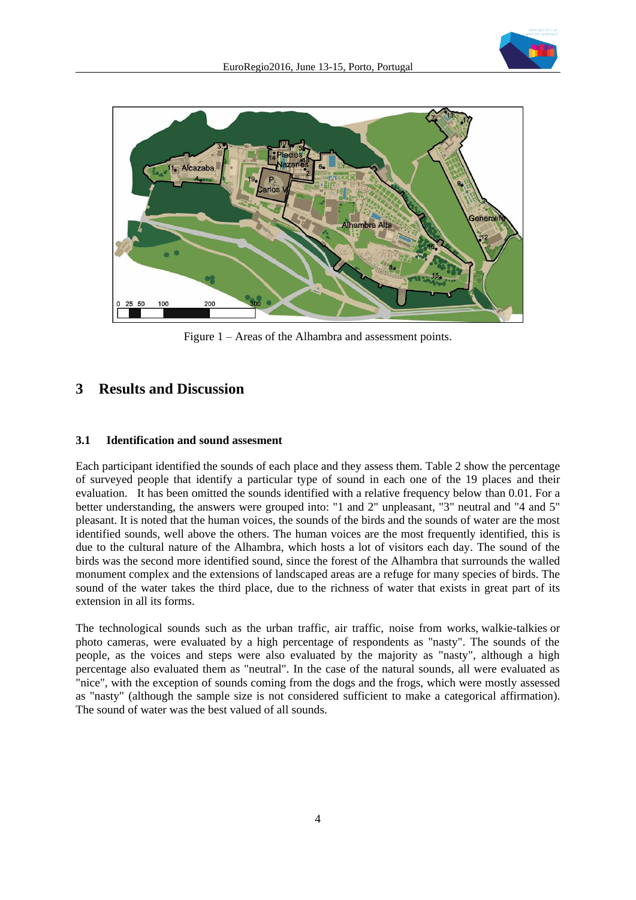Figure 1 – Areas of the Alhambra and assessment points.

## 3 Results and Discussion

### 3.1 Identification and sound assesment

Each participant identified the sounds of each place and they assess them. Table 2 show the percentage of surveyed people that identify a particular type of sound in each one of the 19 places and their evaluation. It has been omitted the sounds identified with a relative frequency below than 0.01. For a better understanding, the answers were grouped into: "1 and 2" unpleasant, "3" neutral and "4 and 5" pleasant. It is noted that the human voices, the sounds of the birds and the sounds of water are the most identified sounds, well above the others. The human voices are the most frequently identified, this is due to the cultural nature of the Alhambra, which hosts a lot of visitors each day. The sound of the birds was the second more identified sound, since the forest of the Alhambra that surrounds the walled monument complex and the extensions of landscaped areas are a refuge for many species of birds. The sound of the water takes the third place, due to the richness of water that exists in great part of its extension in all its forms.

The technological sounds such as the urban traffic, air traffic, noise from works, walkie-talkies or photo cameras, were evaluated by a high percentage of respondents as "nasty". The sounds of the people, as the voices and steps were also evaluated by the majority as "nasty", although a high percentage also evaluated them as "neutral". In the case of the natural sounds, all were evaluated as "nice", with the exception of sounds coming from the dogs and the frogs, which were mostly assessed as "nasty" (although the sample size is not considered sufficient to make a categorical affirmation). The sound of water was the best valued of all sounds.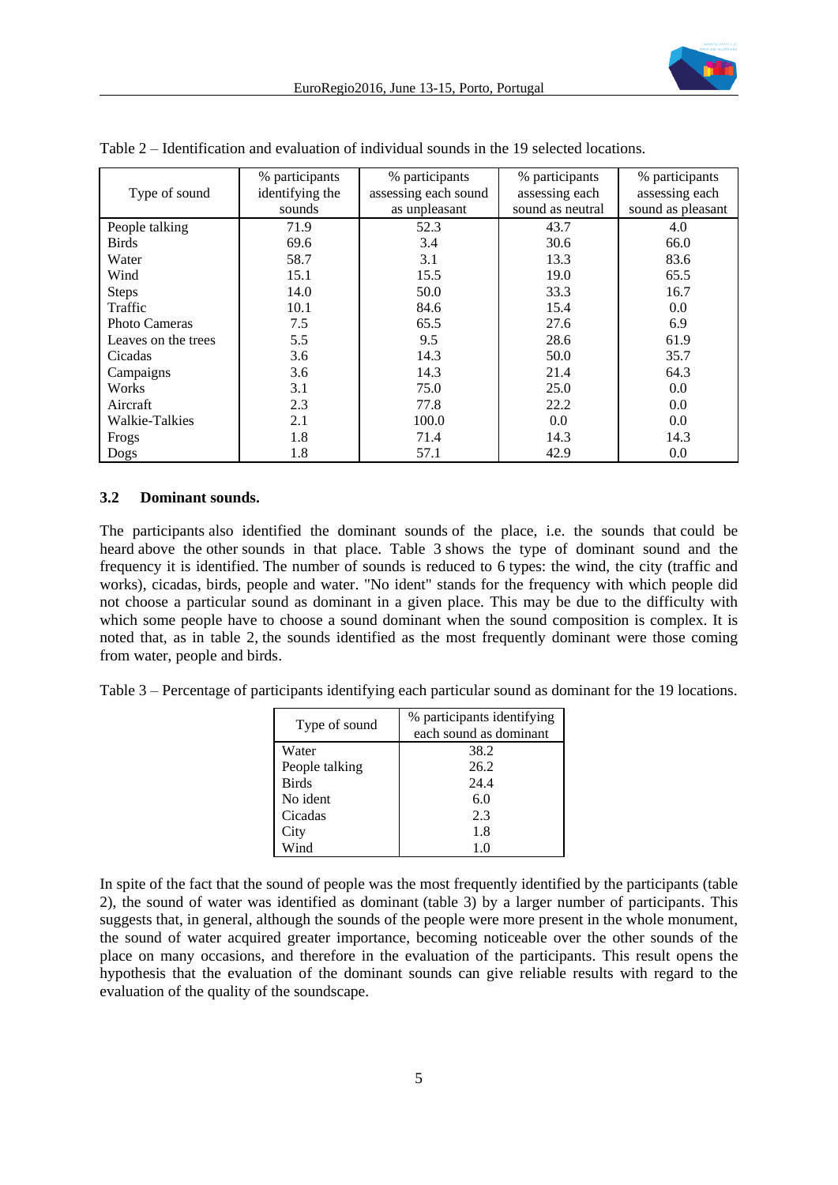Table 2 – Identification and evaluation of individual sounds in the 19 selected locations.

| Type of sound | % participants identifying the sounds | % participants assessing each sound as unpleasant | % participants assessing each sound as neutral | % participants assessing each sound as pleasant |
|---|---|---|---|---|
| People talking | 71.9 | 52.3 | 43.7 | 4.0 |
| Birds | 69.6 | 3.4 | 30.6 | 66.0 |
| Water | 58.7 | 3.1 | 13.3 | 83.6 |
| Wind | 15.1 | 15.5 | 19.0 | 65.5 |
| Steps | 14.0 | 50.0 | 33.3 | 16.7 |
| Traffic | 10.1 | 84.6 | 15.4 | 0.0 |
| Photo Cameras | 7.5 | 65.5 | 27.6 | 6.9 |
| Leaves on the trees | 5.5 | 9.5 | 28.6 | 61.9 |
| Cicadas | 3.6 | 14.3 | 50.0 | 35.7 |
| Campaigns | 3.6 | 14.3 | 21.4 | 64.3 |
| Works | 3.1 | 75.0 | 25.0 | 0.0 |
| Aircraft | 2.3 | 77.8 | 22.2 | 0.0 |
| Walkie-Talkies | 2.1 | 100.0 | 0.0 | 0.0 |
| Frogs | 1.8 | 71.4 | 14.3 | 14.3 |
| Dogs | 1.8 | 57.1 | 42.9 | 0.0 |

### 3.2 Dominant sounds.

The participants also identified the dominant sounds of the place, i.e. the sounds that could be heard above the other sounds in that place. Table 3 shows the type of dominant sound and the frequency it is identified. The number of sounds is reduced to 6 types: the wind, the city (traffic and works), cicadas, birds, people and water. "No ident" stands for the frequency with which people did not choose a particular sound as dominant in a given place. This may be due to the difficulty with which some people have to choose a sound dominant when the sound composition is complex. It is noted that, as in table 2, the sounds identified as the most frequently dominant were those coming from water, people and birds.

Table 3 – Percentage of participants identifying each particular sound as dominant for the 19 locations.

| Type of sound | % participants identifying each sound as dominant |
|---|---|
| Water | 38.2 |
| People talking | 26.2 |
| Birds | 24.4 |
| No ident | 6.0 |
| Cicadas | 2.3 |
| City | 1.8 |
| Wind | 1.0 |

In spite of the fact that the sound of people was the most frequently identified by the participants (table 2), the sound of water was identified as dominant (table 3) by a larger number of participants. This suggests that, in general, although the sounds of the people were more present in the whole monument, the sound of water acquired greater importance, becoming noticeable over the other sounds of the place on many occasions, and therefore in the evaluation of the participants. This result opens the hypothesis that the evaluation of the dominant sounds can give reliable results with regard to the evaluation of the quality of the soundscape.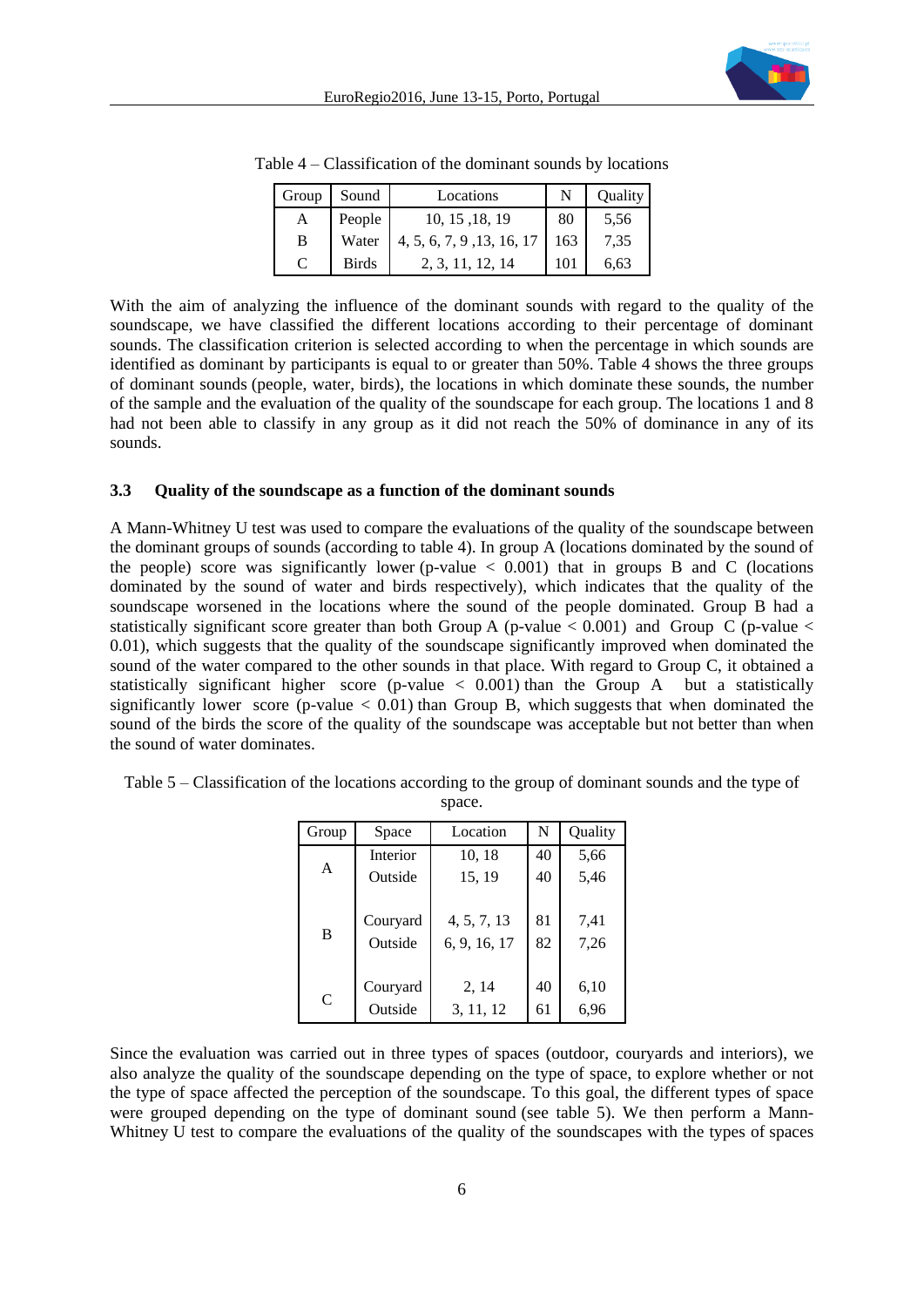Table 4 – Classification of the dominant sounds by locations

| Group | Sound | Locations | N | Quality |
|---|---|---|---|---|
| A | People | 10, 15 ,18, 19 | 80 | 5,56 |
| B | Water | 4, 5, 6, 7, 9 ,13, 16, 17 | 163 | 7,35 |
| C | Birds | 2, 3, 11, 12, 14 | 101 | 6,63 |

With the aim of analyzing the influence of the dominant sounds with regard to the quality of the soundscape, we have classified the different locations according to their percentage of dominant sounds. The classification criterion is selected according to when the percentage in which sounds are identified as dominant by participants is equal to or greater than 50%. Table 4 shows the three groups of dominant sounds (people, water, birds), the locations in which dominate these sounds, the number of the sample and the evaluation of the quality of the soundscape for each group. The locations 1 and 8 had not been able to classify in any group as it did not reach the 50% of dominance in any of its sounds.

### 3.3 Quality of the soundscape as a function of the dominant sounds

A Mann-Whitney U test was used to compare the evaluations of the quality of the soundscape between the dominant groups of sounds (according to table 4). In group A (locations dominated by the sound of the people) score was significantly lower (p-value $< 0.001$) that in groups B and C (locations dominated by the sound of water and birds respectively), which indicates that the quality of the soundscape worsened in the locations where the sound of the people dominated. Group B had a statistically significant score greater than both Group A (p-value $< 0.001$) and Group C (p-value $<$ 0.01), which suggests that the quality of the soundscape significantly improved when dominated the sound of the water compared to the other sounds in that place. With regard to Group C, it obtained a statistically significant higher score (p-value $< 0.001$) than the Group A but a statistically significantly lower score (p-value $< 0.01$) than Group B, which suggests that when dominated the sound of the birds the score of the quality of the soundscape was acceptable but not better than when the sound of water dominates.

Table 5 – Classification of the locations according to the group of dominant sounds and the type of space.

| Group | Space | Location | N | Quality |
|---|---|---|---|---|
| A | Interior | 10, 18 | 40 | 5,66 |
| | Outside | 15, 19 | 40 | 5,46 |
| B | Couryard | 4, 5, 7, 13 | 81 | 7,41 |
| | Outside | 6, 9, 16, 17 | 82 | 7,26 |
| C | Couryard | 2, 14 | 40 | 6,10 |
| | Outside | 3, 11, 12 | 61 | 6,96 |

Since the evaluation was carried out in three types of spaces (outdoor, couryards and interiors), we also analyze the quality of the soundscape depending on the type of space, to explore whether or not the type of space affected the perception of the soundscape. To this goal, the different types of space were grouped depending on the type of dominant sound (see table 5). We then perform a Mann-Whitney U test to compare the evaluations of the quality of the soundscapes with the types of spaces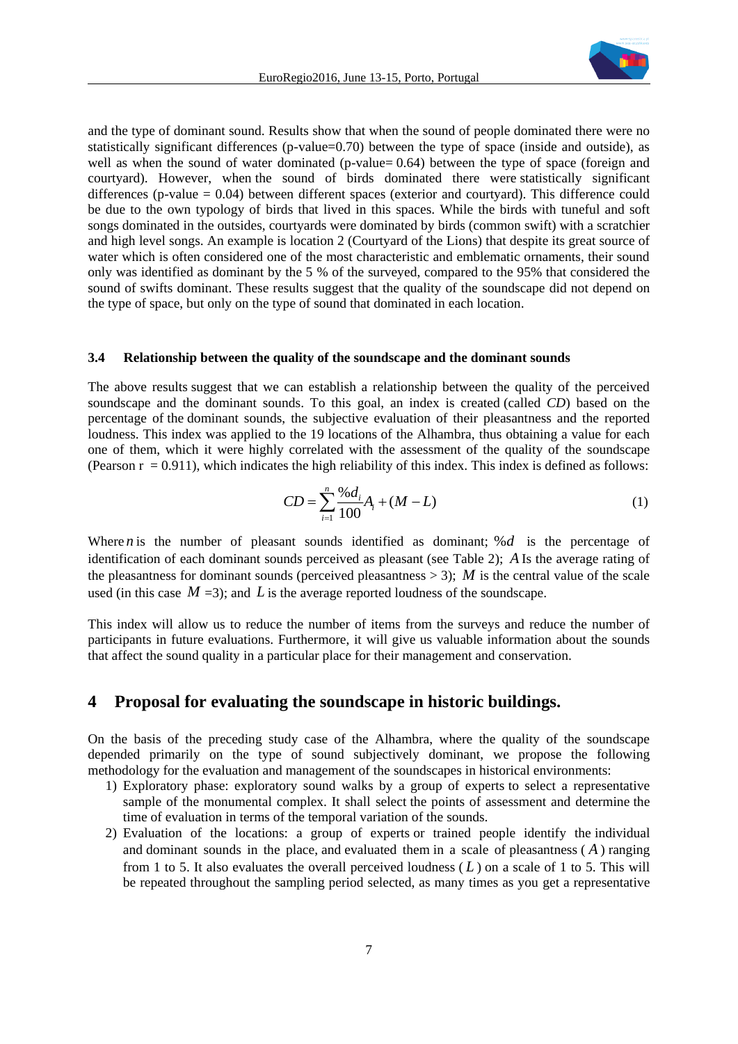and the type of dominant sound. Results show that when the sound of people dominated there were no statistically significant differences (p-value=0.70) between the type of space (inside and outside), as well as when the sound of water dominated (p-value= 0.64) between the type of space (foreign and courtyard). However, when the sound of birds dominated there were statistically significant differences (p-value = 0.04) between different spaces (exterior and courtyard). This difference could be due to the own typology of birds that lived in this spaces. While the birds with tuneful and soft songs dominated in the outsides, courtyards were dominated by birds (common swift) with a scratchier and high level songs. An example is location 2 (Courtyard of the Lions) that despite its great source of water which is often considered one of the most characteristic and emblematic ornaments, their sound only was identified as dominant by the 5 % of the surveyed, compared to the 95% that considered the sound of swifts dominant. These results suggest that the quality of the soundscape did not depend on the type of space, but only on the type of sound that dominated in each location.

### 3.4 Relationship between the quality of the soundscape and the dominant sounds

The above results suggest that we can establish a relationship between the quality of the perceived soundscape and the dominant sounds. To this goal, an index is created (called *CD*) based on the percentage of the dominant sounds, the subjective evaluation of their pleasantness and the reported loudness. This index was applied to the 19 locations of the Alhambra, thus obtaining a value for each one of them, which it were highly correlated with the assessment of the quality of the soundscape (Pearson r = 0.911), which indicates the high reliability of this index. This index is defined as follows:

$$CD = \sum_{i=1}^{n} \frac{\%d_i}{100} A_i + (M - L) \tag{1}$$

Where $n$ is the number of pleasant sounds identified as dominant; $\%d$ is the percentage of identification of each dominant sounds perceived as pleasant (see Table 2); $A$ Is the average rating of the pleasantness for dominant sounds (perceived pleasantness > 3); $M$ is the central value of the scale used (in this case $M$ =3); and $L$ is the average reported loudness of the soundscape.

This index will allow us to reduce the number of items from the surveys and reduce the number of participants in future evaluations. Furthermore, it will give us valuable information about the sounds that affect the sound quality in a particular place for their management and conservation.

## 4 Proposal for evaluating the soundscape in historic buildings.

On the basis of the preceding study case of the Alhambra, where the quality of the soundscape depended primarily on the type of sound subjectively dominant, we propose the following methodology for the evaluation and management of the soundscapes in historical environments:

1) Exploratory phase: exploratory sound walks by a group of experts to select a representative sample of the monumental complex. It shall select the points of assessment and determine the time of evaluation in terms of the temporal variation of the sounds.
2) Evaluation of the locations: a group of experts or trained people identify the individual and dominant sounds in the place, and evaluated them in a scale of pleasantness ($A$) ranging from 1 to 5. It also evaluates the overall perceived loudness ($L$) on a scale of 1 to 5. This will be repeated throughout the sampling period selected, as many times as you get a representative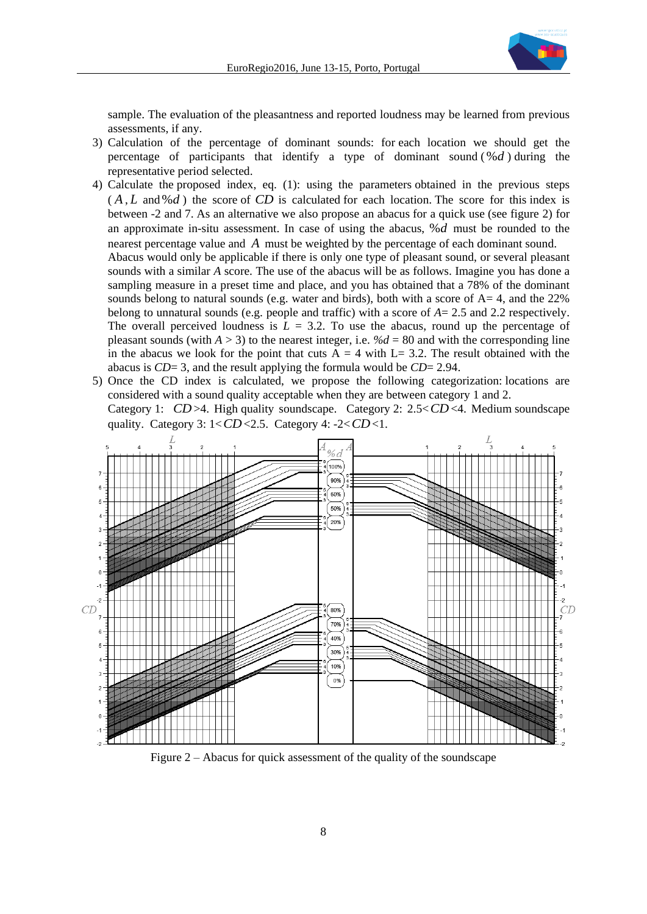sample. The evaluation of the pleasantness and reported loudness may be learned from previous assessments, if any.

3) Calculation of the percentage of dominant sounds: for each location we should get the percentage of participants that identify a type of dominant sound ($\%d$) during the representative period selected.

4) Calculate the proposed index, eq. (1): using the parameters obtained in the previous steps ($A, L$ and $\%d$) the score of $CD$ is calculated for each location. The score for this index is between -2 and 7. As an alternative we also propose an abacus for a quick use (see figure 2) for an approximate in-situ assessment. In case of using the abacus, $\%d$ must be rounded to the nearest percentage value and $A$ must be weighted by the percentage of each dominant sound.
Abacus would only be applicable if there is only one type of pleasant sound, or several pleasant sounds with a similar $A$ score. The use of the abacus will be as follows. Imagine you has done a sampling measure in a preset time and place, and you has obtained that a 78% of the dominant sounds belong to natural sounds (e.g. water and birds), both with a score of A= 4, and the 22% belong to unnatural sounds (e.g. people and traffic) with a score of $A$= 2.5 and 2.2 respectively. The overall perceived loudness is $L$ = 3.2. To use the abacus, round up the percentage of pleasant sounds (with $A$ > 3) to the nearest integer, i.e. $\%d$ = 80 and with the corresponding line in the abacus we look for the point that cuts A = 4 with L= 3.2. The result obtained with the abacus is $CD$= 3, and the result applying the formula would be $CD$= 2.94.

5) Once the CD index is calculated, we propose the following categorization: locations are considered with a sound quality acceptable when they are between category 1 and 2.
Category 1: $CD$>4. High quality soundscape. Category 2: 2.5<$CD$<4. Medium soundscape quality. Category 3: 1<$CD$<2.5. Category 4: -2<$CD$<1.

Figure 2 – Abacus for quick assessment of the quality of the soundscape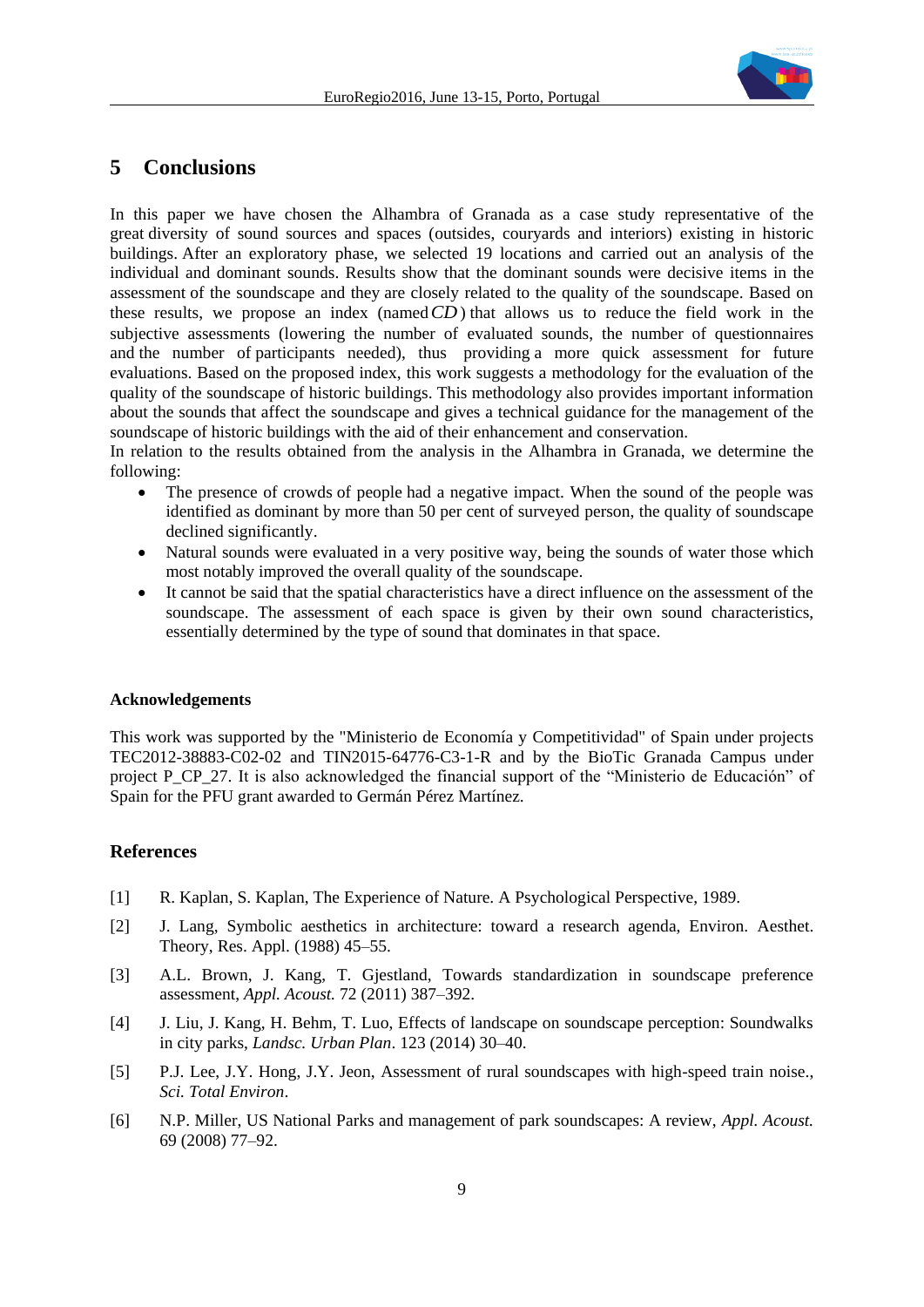## 5 Conclusions

In this paper we have chosen the Alhambra of Granada as a case study representative of the great diversity of sound sources and spaces (outsides, couryards and interiors) existing in historic buildings. After an exploratory phase, we selected 19 locations and carried out an analysis of the individual and dominant sounds. Results show that the dominant sounds were decisive items in the assessment of the soundscape and they are closely related to the quality of the soundscape. Based on these results, we propose an index (named $CD$) that allows us to reduce the field work in the subjective assessments (lowering the number of evaluated sounds, the number of questionnaires and the number of participants needed), thus providing a more quick assessment for future evaluations. Based on the proposed index, this work suggests a methodology for the evaluation of the quality of the soundscape of historic buildings. This methodology also provides important information about the sounds that affect the soundscape and gives a technical guidance for the management of the soundscape of historic buildings with the aid of their enhancement and conservation.
In relation to the results obtained from the analysis in the Alhambra in Granada, we determine the following:

- The presence of crowds of people had a negative impact. When the sound of the people was identified as dominant by more than 50 per cent of surveyed person, the quality of soundscape declined significantly.
- Natural sounds were evaluated in a very positive way, being the sounds of water those which most notably improved the overall quality of the soundscape.
- It cannot be said that the spatial characteristics have a direct influence on the assessment of the soundscape. The assessment of each space is given by their own sound characteristics, essentially determined by the type of sound that dominates in that space.

### Acknowledgements

This work was supported by the "Ministerio de Economía y Competitividad" of Spain under projects TEC2012-38883-C02-02 and TIN2015-64776-C3-1-R and by the BioTic Granada Campus under project P_CP_27. It is also acknowledged the financial support of the "Ministerio de Educación" of Spain for the PFU grant awarded to Germán Pérez Martínez.

### References

[1] R. Kaplan, S. Kaplan, The Experience of Nature. A Psychological Perspective, 1989.

[2] J. Lang, Symbolic aesthetics in architecture: toward a research agenda, Environ. Aesthet. Theory, Res. Appl. (1988) 45–55.

[3] A.L. Brown, J. Kang, T. Gjestland, Towards standardization in soundscape preference assessment, *Appl. Acoust.* 72 (2011) 387–392.

[4] J. Liu, J. Kang, H. Behm, T. Luo, Effects of landscape on soundscape perception: Soundwalks in city parks, *Landsc. Urban Plan*. 123 (2014) 30–40.

[5] P.J. Lee, J.Y. Hong, J.Y. Jeon, Assessment of rural soundscapes with high-speed train noise., *Sci. Total Environ*.

[6] N.P. Miller, US National Parks and management of park soundscapes: A review, *Appl. Acoust.* 69 (2008) 77–92.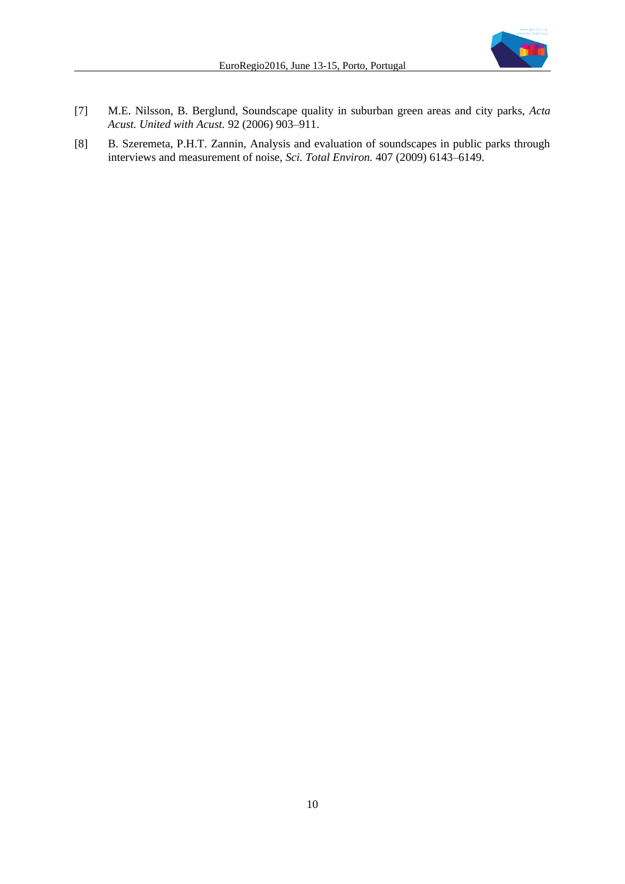[7] M.E. Nilsson, B. Berglund, Soundscape quality in suburban green areas and city parks, *Acta Acust. United with Acust.* 92 (2006) 903–911.

[8] B. Szeremeta, P.H.T. Zannin, Analysis and evaluation of soundscapes in public parks through interviews and measurement of noise, *Sci. Total Environ.* 407 (2009) 6143–6149.